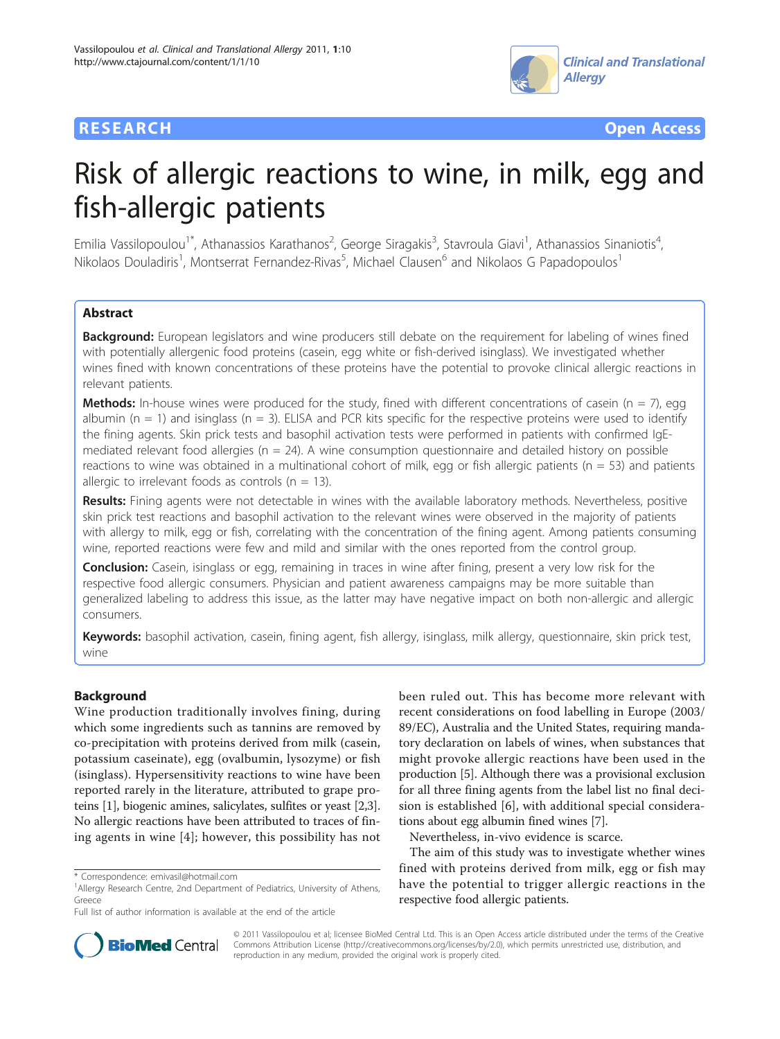RESEARCH Open Access

# Risk of allergic reactions to wine, in milk, egg and fish-allergic patients

Emilia Vassilopoulou[1*], Athanassios Karathanos[2], George Siragakis[3], Stavroula Giavi[1], Athanassios Sinaniotis[4], Nikolaos Douladiris[1], Montserrat Fernandez-Rivas[5], Michael Clausen[6] and Nikolaos G Papadopoulos[1]

## Abstract

**Background:** European legislators and wine producers still debate on the requirement for labeling of wines fined with potentially allergenic food proteins (casein, egg white or fish-derived isinglass). We investigated whether wines fined with known concentrations of these proteins have the potential to provoke clinical allergic reactions in relevant patients.

**Methods:** In-house wines were produced for the study, fined with different concentrations of casein (n = 7), egg albumin (n = 1) and isinglass (n = 3). ELISA and PCR kits specific for the respective proteins were used to identify the fining agents. Skin prick tests and basophil activation tests were performed in patients with confirmed IgE-mediated relevant food allergies (n = 24). A wine consumption questionnaire and detailed history on possible reactions to wine was obtained in a multinational cohort of milk, egg or fish allergic patients (n = 53) and patients allergic to irrelevant foods as controls (n = 13).

**Results:** Fining agents were not detectable in wines with the available laboratory methods. Nevertheless, positive skin prick test reactions and basophil activation to the relevant wines were observed in the majority of patients with allergy to milk, egg or fish, correlating with the concentration of the fining agent. Among patients consuming wine, reported reactions were few and mild and similar with the ones reported from the control group.

**Conclusion:** Casein, isinglass or egg, remaining in traces in wine after fining, present a very low risk for the respective food allergic consumers. Physician and patient awareness campaigns may be more suitable than generalized labeling to address this issue, as the latter may have negative impact on both non-allergic and allergic consumers.

**Keywords:** basophil activation, casein, fining agent, fish allergy, isinglass, milk allergy, questionnaire, skin prick test, wine

## Background

Wine production traditionally involves fining, during which some ingredients such as tannins are removed by co-precipitation with proteins derived from milk (casein, potassium caseinate), egg (ovalbumin, lysozyme) or fish (isinglass). Hypersensitivity reactions to wine have been reported rarely in the literature, attributed to grape proteins [1], biogenic amines, salicylates, sulfites or yeast [2,3]. No allergic reactions have been attributed to traces of fining agents in wine [4]; however, this possibility has not been ruled out. This has become more relevant with recent considerations on food labelling in Europe (2003/89/EC), Australia and the United States, requiring mandatory declaration on labels of wines, when substances that might provoke allergic reactions have been used in the production [5]. Although there was a provisional exclusion for all three fining agents from the label list no final decision is established [6], with additional special considerations about egg albumin fined wines [7].

Nevertheless, in-vivo evidence is scarce.

The aim of this study was to investigate whether wines fined with proteins derived from milk, egg or fish may have the potential to trigger allergic reactions in the respective food allergic patients.

\* Correspondence: emivasil@hotmail.com
[1]Allergy Research Centre, 2nd Department of Pediatrics, University of Athens, Greece
Full list of author information is available at the end of the article

© 2011 Vassilopoulou et al; licensee BioMed Central Ltd. This is an Open Access article distributed under the terms of the Creative Commons Attribution License (http://creativecommons.org/licenses/by/2.0), which permits unrestricted use, distribution, and reproduction in any medium, provided the original work is properly cited.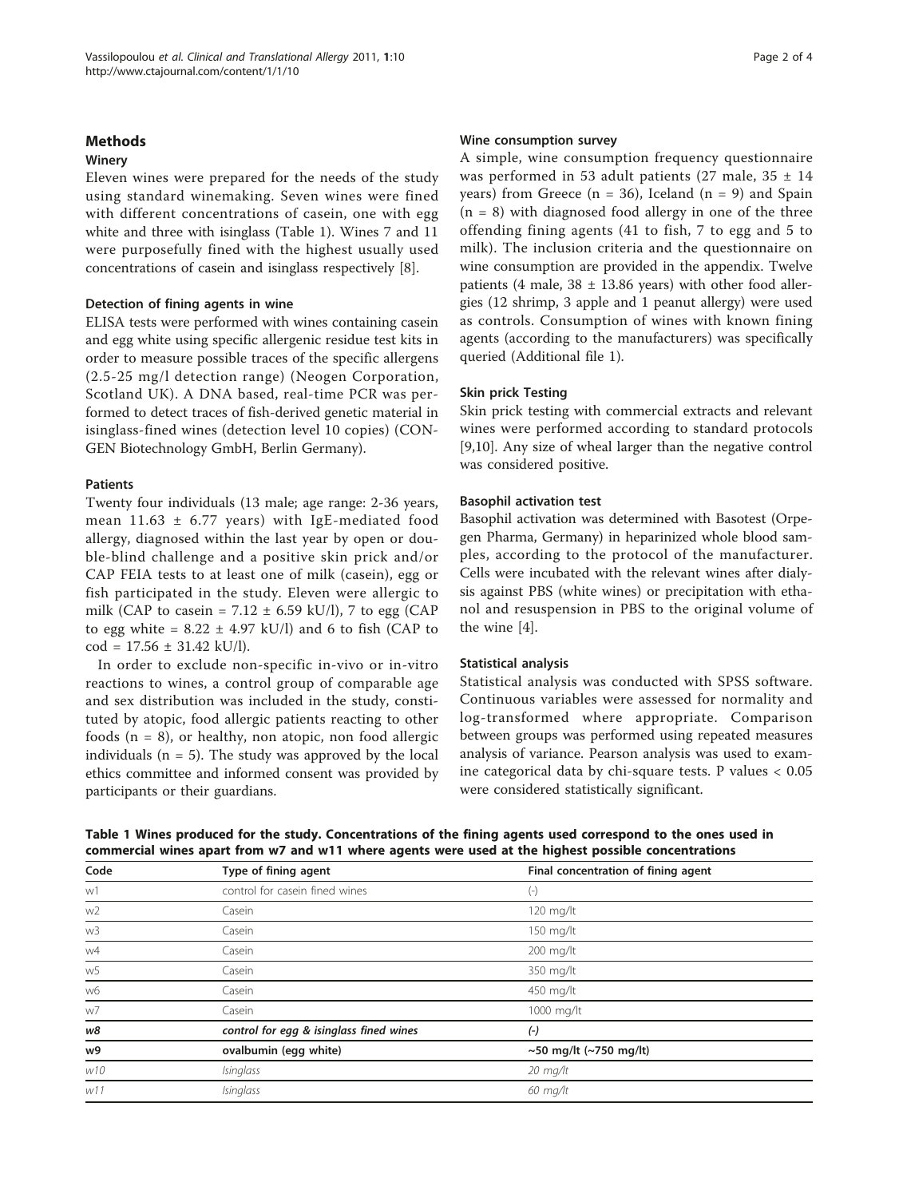## Methods

### Winery

Eleven wines were prepared for the needs of the study using standard winemaking. Seven wines were fined with different concentrations of casein, one with egg white and three with isinglass (Table 1). Wines 7 and 11 were purposefully fined with the highest usually used concentrations of casein and isinglass respectively [8].

### Detection of fining agents in wine

ELISA tests were performed with wines containing casein and egg white using specific allergenic residue test kits in order to measure possible traces of the specific allergens (2.5-25 mg/l detection range) (Neogen Corporation, Scotland UK). A DNA based, real-time PCR was performed to detect traces of fish-derived genetic material in isinglass-fined wines (detection level 10 copies) (CONGEN Biotechnology GmbH, Berlin Germany).

### Patients

Twenty four individuals (13 male; age range: 2-36 years, mean 11.63 ± 6.77 years) with IgE-mediated food allergy, diagnosed within the last year by open or double-blind challenge and a positive skin prick and/or CAP FEIA tests to at least one of milk (casein), egg or fish participated in the study. Eleven were allergic to milk (CAP to casein = 7.12 ± 6.59 kU/l), 7 to egg (CAP to egg white = 8.22 ± 4.97 kU/l) and 6 to fish (CAP to cod = 17.56 ± 31.42 kU/l).

In order to exclude non-specific in-vivo or in-vitro reactions to wines, a control group of comparable age and sex distribution was included in the study, constituted by atopic, food allergic patients reacting to other foods (n = 8), or healthy, non atopic, non food allergic individuals (n = 5). The study was approved by the local ethics committee and informed consent was provided by participants or their guardians.

### Wine consumption survey

A simple, wine consumption frequency questionnaire was performed in 53 adult patients (27 male, 35 ± 14 years) from Greece (n = 36), Iceland (n = 9) and Spain (n = 8) with diagnosed food allergy in one of the three offending fining agents (41 to fish, 7 to egg and 5 to milk). The inclusion criteria and the questionnaire on wine consumption are provided in the appendix. Twelve patients (4 male, 38 ± 13.86 years) with other food allergies (12 shrimp, 3 apple and 1 peanut allergy) were used as controls. Consumption of wines with known fining agents (according to the manufacturers) was specifically queried (Additional file 1).

### Skin prick Testing

Skin prick testing with commercial extracts and relevant wines were performed according to standard protocols [9,10]. Any size of wheal larger than the negative control was considered positive.

### Basophil activation test

Basophil activation was determined with Basotest (Orpegen Pharma, Germany) in heparinized whole blood samples, according to the protocol of the manufacturer. Cells were incubated with the relevant wines after dialysis against PBS (white wines) or precipitation with ethanol and resuspension in PBS to the original volume of the wine [4].

### Statistical analysis

Statistical analysis was conducted with SPSS software. Continuous variables were assessed for normality and log-transformed where appropriate. Comparison between groups was performed using repeated measures analysis of variance. Pearson analysis was used to examine categorical data by chi-square tests. P values < 0.05 were considered statistically significant.

**Table 1 Wines produced for the study. Concentrations of the fining agents used correspond to the ones used in commercial wines apart from w7 and w11 where agents were used at the highest possible concentrations**

| Code | Type of fining agent | Final concentration of fining agent |
|---|---|---|
| w1 | control for casein fined wines | (-) |
| w2 | Casein | 120 mg/lt |
| w3 | Casein | 150 mg/lt |
| w4 | Casein | 200 mg/lt |
| w5 | Casein | 350 mg/lt |
| w6 | Casein | 450 mg/lt |
| w7 | Casein | 1000 mg/lt |
| *w8* | *control for egg & isinglass fined wines* | *(-)* |
| **w9** | **ovalbumin (egg white)** | **~50 mg/lt (~750 mg/lt)** |
| *w10* | *Isinglass* | *20 mg/lt* |
| *w11* | *Isinglass* | *60 mg/lt* |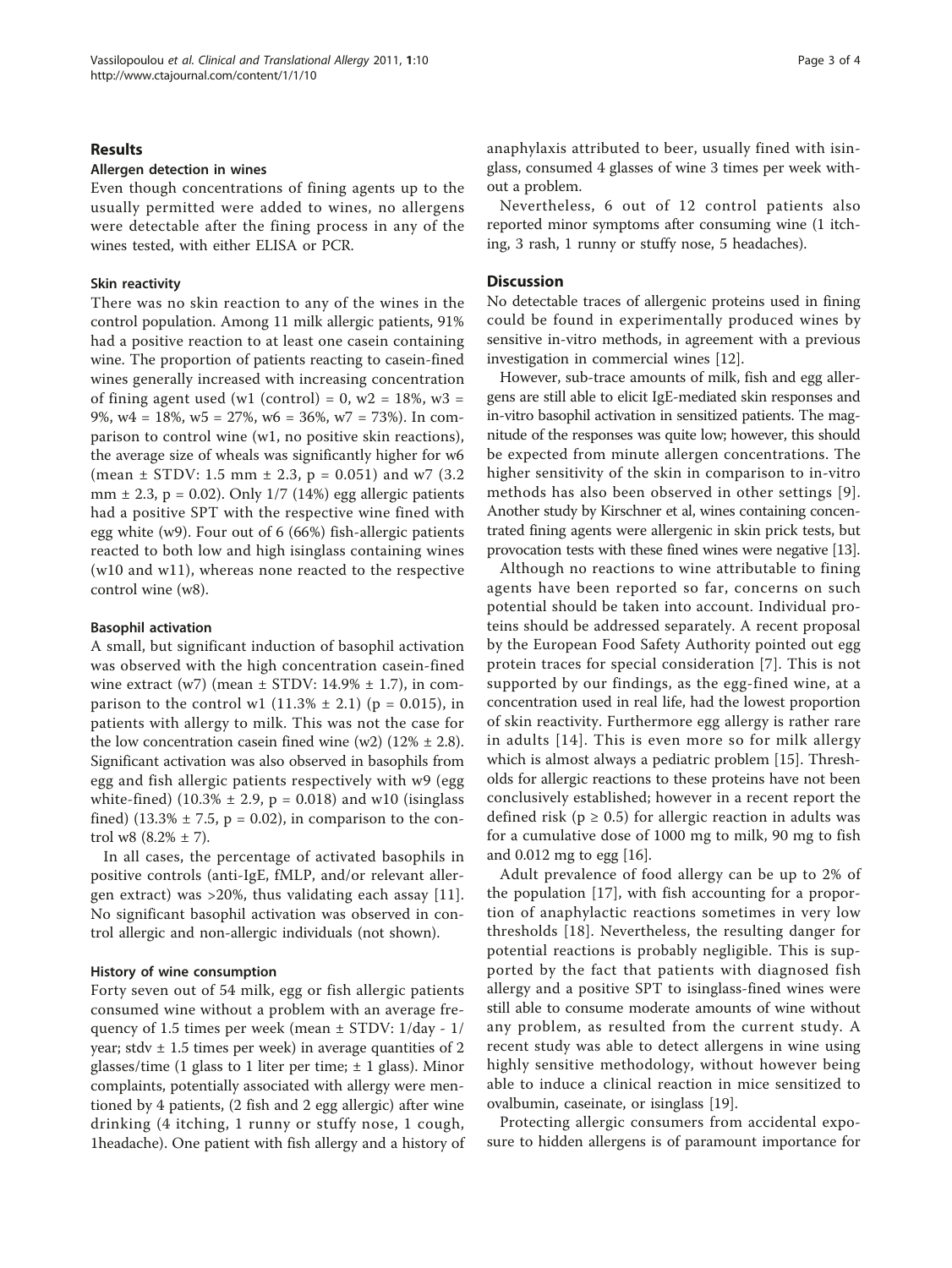## Results

### Allergen detection in wines

Even though concentrations of fining agents up to the usually permitted were added to wines, no allergens were detectable after the fining process in any of the wines tested, with either ELISA or PCR.

### Skin reactivity

There was no skin reaction to any of the wines in the control population. Among 11 milk allergic patients, 91% had a positive reaction to at least one casein containing wine. The proportion of patients reacting to casein-fined wines generally increased with increasing concentration of fining agent used (w1 (control) = 0, w2 = 18%, w3 = 9%, w4 = 18%, w5 = 27%, w6 = 36%, w7 = 73%). In comparison to control wine (w1, no positive skin reactions), the average size of wheals was significantly higher for w6 (mean ± STDV: 1.5 mm ± 2.3, $p = 0.051$) and w7 (3.2 mm ± 2.3, $p = 0.02$). Only 1/7 (14%) egg allergic patients had a positive SPT with the respective wine fined with egg white (w9). Four out of 6 (66%) fish-allergic patients reacted to both low and high isinglass containing wines (w10 and w11), whereas none reacted to the respective control wine (w8).

### Basophil activation

A small, but significant induction of basophil activation was observed with the high concentration casein-fined wine extract (w7) (mean ± STDV: 14.9% ± 1.7), in comparison to the control w1 (11.3% ± 2.1) ($p = 0.015$), in patients with allergy to milk. This was not the case for the low concentration casein fined wine (w2) (12% ± 2.8). Significant activation was also observed in basophils from egg and fish allergic patients respectively with w9 (egg white-fined) (10.3% ± 2.9, $p = 0.018$) and w10 (isinglass fined) (13.3% ± 7.5, $p = 0.02$), in comparison to the control w8 (8.2% ± 7).

In all cases, the percentage of activated basophils in positive controls (anti-IgE, fMLP, and/or relevant allergen extract) was >20%, thus validating each assay [11]. No significant basophil activation was observed in control allergic and non-allergic individuals (not shown).

### History of wine consumption

Forty seven out of 54 milk, egg or fish allergic patients consumed wine without a problem with an average frequency of 1.5 times per week (mean ± STDV: 1/day - 1/year; stdv ± 1.5 times per week) in average quantities of 2 glasses/time (1 glass to 1 liter per time; ± 1 glass). Minor complaints, potentially associated with allergy were mentioned by 4 patients, (2 fish and 2 egg allergic) after wine drinking (4 itching, 1 runny or stuffy nose, 1 cough, 1headache). One patient with fish allergy and a history of anaphylaxis attributed to beer, usually fined with isinglass, consumed 4 glasses of wine 3 times per week without a problem.

Nevertheless, 6 out of 12 control patients also reported minor symptoms after consuming wine (1 itching, 3 rash, 1 runny or stuffy nose, 5 headaches).

## Discussion

No detectable traces of allergenic proteins used in fining could be found in experimentally produced wines by sensitive in-vitro methods, in agreement with a previous investigation in commercial wines [12].

However, sub-trace amounts of milk, fish and egg allergens are still able to elicit IgE-mediated skin responses and in-vitro basophil activation in sensitized patients. The magnitude of the responses was quite low; however, this should be expected from minute allergen concentrations. The higher sensitivity of the skin in comparison to in-vitro methods has also been observed in other settings [9]. Another study by Kirschner et al, wines containing concentrated fining agents were allergenic in skin prick tests, but provocation tests with these fined wines were negative [13].

Although no reactions to wine attributable to fining agents have been reported so far, concerns on such potential should be taken into account. Individual proteins should be addressed separately. A recent proposal by the European Food Safety Authority pointed out egg protein traces for special consideration [7]. This is not supported by our findings, as the egg-fined wine, at a concentration used in real life, had the lowest proportion of skin reactivity. Furthermore egg allergy is rather rare in adults [14]. This is even more so for milk allergy which is almost always a pediatric problem [15]. Thresholds for allergic reactions to these proteins have not been conclusively established; however in a recent report the defined risk ($p \geq 0.5$) for allergic reaction in adults was for a cumulative dose of 1000 mg to milk, 90 mg to fish and 0.012 mg to egg [16].

Adult prevalence of food allergy can be up to 2% of the population [17], with fish accounting for a proportion of anaphylactic reactions sometimes in very low thresholds [18]. Nevertheless, the resulting danger for potential reactions is probably negligible. This is supported by the fact that patients with diagnosed fish allergy and a positive SPT to isinglass-fined wines were still able to consume moderate amounts of wine without any problem, as resulted from the current study. A recent study was able to detect allergens in wine using highly sensitive methodology, without however being able to induce a clinical reaction in mice sensitized to ovalbumin, caseinate, or isinglass [19].

Protecting allergic consumers from accidental exposure to hidden allergens is of paramount importance for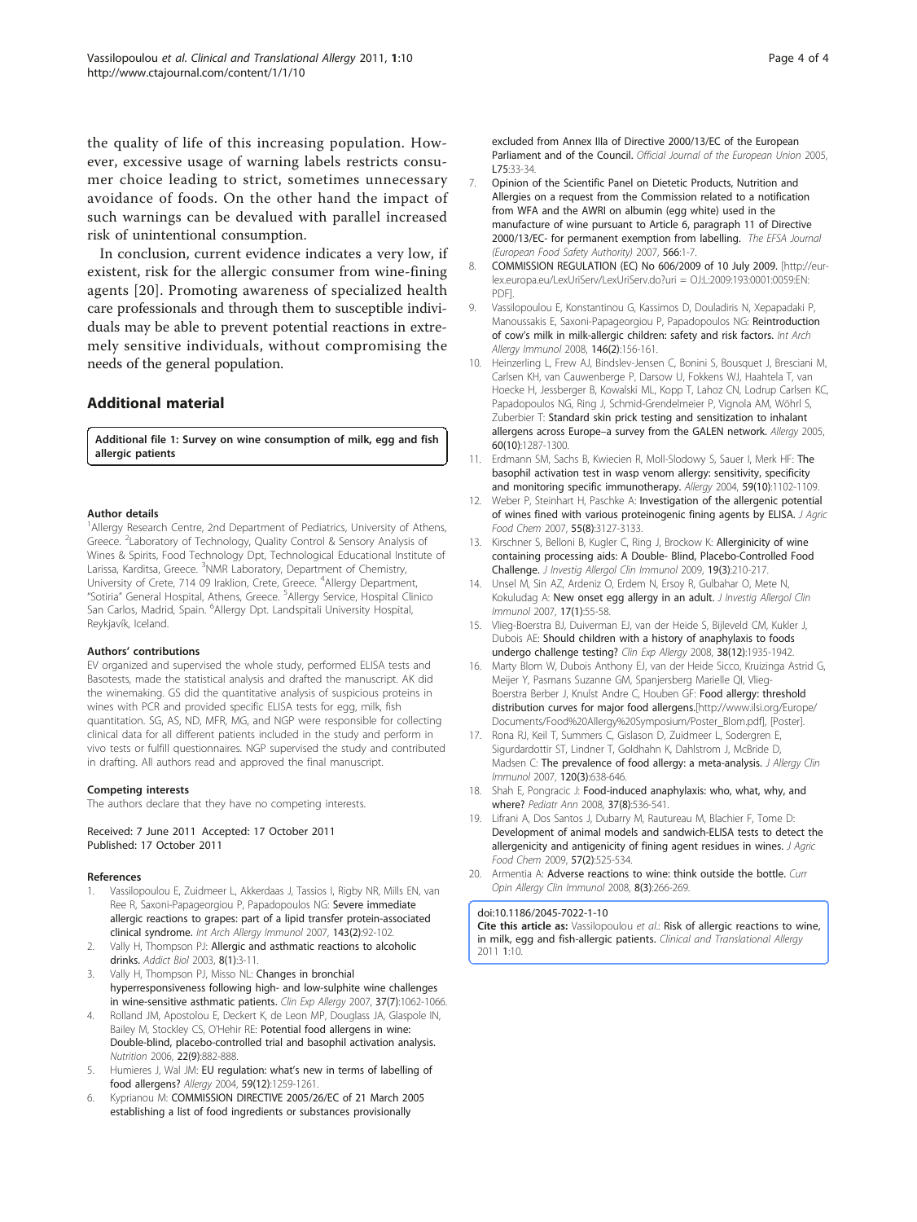the quality of life of this increasing population. However, excessive usage of warning labels restricts consumer choice leading to strict, sometimes unnecessary avoidance of foods. On the other hand the impact of such warnings can be devalued with parallel increased risk of unintentional consumption.

In conclusion, current evidence indicates a very low, if existent, risk for the allergic consumer from wine-fining agents [20]. Promoting awareness of specialized health care professionals and through them to susceptible individuals may be able to prevent potential reactions in extremely sensitive individuals, without compromising the needs of the general population.

## Additional material

**Additional file 1: Survey on wine consumption of milk, egg and fish allergic patients**

#### Author details

[1]Allergy Research Centre, 2nd Department of Pediatrics, University of Athens, Greece. [2]Laboratory of Technology, Quality Control & Sensory Analysis of Wines & Spirits, Food Technology Dpt, Technological Educational Institute of Larissa, Karditsa, Greece. [3]NMR Laboratory, Department of Chemistry, University of Crete, 714 09 Iraklion, Crete, Greece. [4]Allergy Department, "Sotiria" General Hospital, Athens, Greece. [5]Allergy Service, Hospital Clinico San Carlos, Madrid, Spain. [6]Allergy Dpt. Landspitali University Hospital, Reykjavík, Iceland.

#### Authors' contributions

EV organized and supervised the whole study, performed ELISA tests and Basotests, made the statistical analysis and drafted the manuscript. AK did the winemaking. GS did the quantitative analysis of suspicious proteins in wines with PCR and provided specific ELISA tests for egg, milk, fish quantitation. SG, AS, ND, MFR, MG, and NGP were responsible for collecting clinical data for all different patients included in the study and perform in vivo tests or fulfill questionnaires. NGP supervised the study and contributed in drafting. All authors read and approved the final manuscript.

#### Competing interests

The authors declare that they have no competing interests.

Received: 7 June 2011 Accepted: 17 October 2011
Published: 17 October 2011

#### References

1. Vassilopoulou E, Zuidmeer L, Akkerdaas J, Tassios I, Rigby NR, Mills EN, van Ree R, Saxoni-Papageorgiou P, Papadopoulos NG: **Severe immediate allergic reactions to grapes: part of a lipid transfer protein-associated clinical syndrome.** *Int Arch Allergy Immunol* 2007, **143(2)**:92-102.
2. Vally H, Thompson PJ: **Allergic and asthmatic reactions to alcoholic drinks.** *Addict Biol* 2003, **8(1)**:3-11.
3. Vally H, Thompson PJ, Misso NL: **Changes in bronchial hyperresponsiveness following high- and low-sulphite wine challenges in wine-sensitive asthmatic patients.** *Clin Exp Allergy* 2007, **37(7)**:1062-1066.
4. Rolland JM, Apostolou E, Deckert K, de Leon MP, Douglass JA, Glaspole IN, Bailey M, Stockley CS, O'Hehir RE: **Potential food allergens in wine: Double-blind, placebo-controlled trial and basophil activation analysis.** *Nutrition* 2006, **22(9)**:882-888.
5. Humieres J, Wal JM: **EU regulation: what's new in terms of labelling of food allergens?** *Allergy* 2004, **59(12)**:1259-1261.
6. Kyprianou M: **COMMISSION DIRECTIVE 2005/26/EC of 21 March 2005 establishing a list of food ingredients or substances provisionally excluded from Annex IIIa of Directive 2000/13/EC of the European Parliament and of the Council.** *Official Journal of the European Union* 2005, L75:33-34.
7. **Opinion of the Scientific Panel on Dietetic Products, Nutrition and Allergies on a request from the Commission related to a notification from WFA and the AWRI on albumin (egg white) used in the manufacture of wine pursuant to Article 6, paragraph 11 of Directive 2000/13/EC- for permanent exemption from labelling.** *The EFSA Journal (European Food Safety Authority)* 2007, **566**:1-7.
8. **COMMISSION REGULATION (EC) No 606/2009 of 10 July 2009.** [http://eur-lex.europa.eu/LexUriServ/LexUriServ.do?uri = OJ:L:2009:193:0001:0059:EN:PDF].
9. Vassilopoulou E, Konstantinou G, Kassimos D, Douladiris N, Xepapadaki P, Manoussakis E, Saxoni-Papageorgiou P, Papadopoulos NG: **Reintroduction of cow's milk in milk-allergic children: safety and risk factors.** *Int Arch Allergy Immunol* 2008, **146(2)**:156-161.
10. Heinzerling L, Frew AJ, Bindslev-Jensen C, Bonini S, Bousquet J, Bresciani M, Carlsen KH, van Cauwenberge P, Darsow U, Fokkens WJ, Haahtela T, van Hoecke H, Jessberger B, Kowalski ML, Kopp T, Lahoz CN, Lodrup Carlsen KC, Papadopoulos NG, Ring J, Schmid-Grendelmeier P, Vignola AM, Wöhrl S, Zuberbier T: **Standard skin prick testing and sensitization to inhalant allergens across Europe–a survey from the GALEN network.** *Allergy* 2005, **60(10)**:1287-1300.
11. Erdmann SM, Sachs B, Kwiecien R, Moll-Slodowy S, Sauer I, Merk HF: **The basophil activation test in wasp venom allergy: sensitivity, specificity and monitoring specific immunotherapy.** *Allergy* 2004, **59(10)**:1102-1109.
12. Weber P, Steinhart H, Paschke A: **Investigation of the allergenic potential of wines fined with various proteinogenic fining agents by ELISA.** *J Agric Food Chem* 2007, **55(8)**:3127-3133.
13. Kirschner S, Belloni B, Kugler C, Ring J, Brockow K: **Allerginicity of wine containing processing aids: A Double- Blind, Placebo-Controlled Food Challenge.** *J Investig Allergol Clin Immunol* 2009, **19(3)**:210-217.
14. Unsel M, Sin AZ, Ardeniz O, Erdem N, Ersoy R, Gulbahar O, Mete N, Kokuludag A: **New onset egg allergy in an adult.** *J Investig Allergol Clin Immunol* 2007, **17(1)**:55-58.
15. Vlieg-Boerstra BJ, Duiverman EJ, van der Heide S, Bijleveld CM, Kukler J, Dubois AE: **Should children with a history of anaphylaxis to foods undergo challenge testing?** *Clin Exp Allergy* 2008, **38(12)**:1935-1942.
16. Marty Blom W, Dubois Anthony EJ, van der Heide Sicco, Kruizinga Astrid G, Meijer Y, Pasmans Suzanne GM, Spanjersberg Marielle QI, Vlieg-Boerstra Berber J, Knulst Andre C, Houben GF: **Food allergy: threshold distribution curves for major food allergens.**[http://www.ilsi.org/Europe/Documents/Food%20Allergy%20Symposium/Poster_Blom.pdf], [Poster].
17. Rona RJ, Keil T, Summers C, Gislason D, Zuidmeer L, Sodergren E, Sigurdardottir ST, Lindner T, Goldhahn K, Dahlstrom J, McBride D, Madsen C: **The prevalence of food allergy: a meta-analysis.** *J Allergy Clin Immunol* 2007, **120(3)**:638-646.
18. Shah E, Pongracic J: **Food-induced anaphylaxis: who, what, why, and where?** *Pediatr Ann* 2008, **37(8)**:536-541.
19. Lifrani A, Dos Santos J, Dubarry M, Rautureau M, Blachier F, Tome D: **Development of animal models and sandwich-ELISA tests to detect the allergenicity and antigenicity of fining agent residues in wines.** *J Agric Food Chem* 2009, **57(2)**:525-534.
20. Armentia A: **Adverse reactions to wine: think outside the bottle.** *Curr Opin Allergy Clin Immunol* 2008, **8(3)**:266-269.

doi:10.1186/2045-7022-1-10
**Cite this article as:** Vassilopoulou *et al.*: Risk of allergic reactions to wine, in milk, egg and fish-allergic patients. *Clinical and Translational Allergy* 2011 **1**:10.